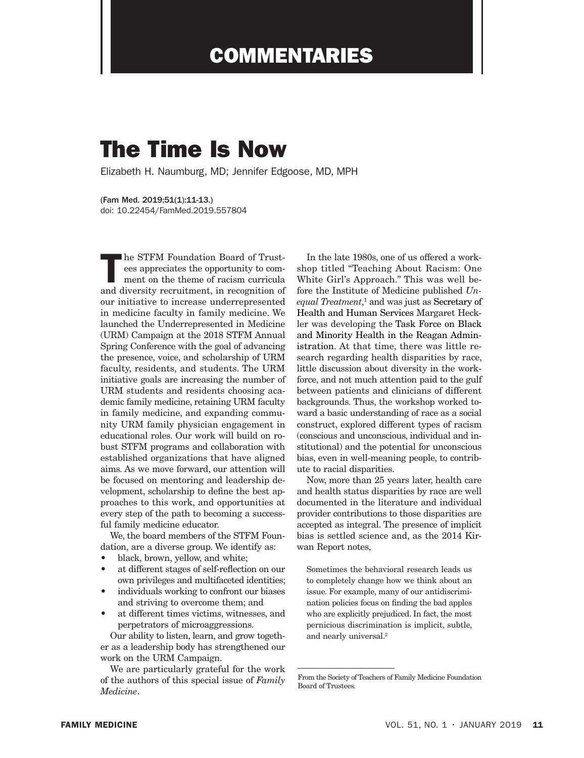# COMMENTARIES

# The Time Is Now

Elizabeth H. Naumburg, MD; Jennifer Edgoose, MD, MPH

(Fam Med. 2019;51(1):11-13.)
doi: 10.22454/FamMed.2019.557804

The STFM Foundation Board of Trustees appreciates the opportunity to comment on the theme of racism curricula and diversity recruitment, in recognition of our initiative to increase underrepresented in medicine faculty in family medicine. We launched the Underrepresented in Medicine (URM) Campaign at the 2018 STFM Annual Spring Conference with the goal of advancing the presence, voice, and scholarship of URM faculty, residents, and students. The URM initiative goals are increasing the number of URM students and residents choosing academic family medicine, retaining URM faculty in family medicine, and expanding community URM family physician engagement in educational roles. Our work will build on robust STFM programs and collaboration with established organizations that have aligned aims. As we move forward, our attention will be focused on mentoring and leadership development, scholarship to define the best approaches to this work, and opportunities at every step of the path to becoming a successful family medicine educator.

We, the board members of the STFM Foundation, are a diverse group. We identify as:

- black, brown, yellow, and white;
- at different stages of self-reflection on our own privileges and multifaceted identities;
- individuals working to confront our biases and striving to overcome them; and
- at different times victims, witnesses, and perpetrators of microaggressions.

Our ability to listen, learn, and grow together as a leadership body has strengthened our work on the URM Campaign.

We are particularly grateful for the work of the authors of this special issue of *Family Medicine*.

In the late 1980s, one of us offered a workshop titled "Teaching About Racism: One White Girl's Approach." This was well before the Institute of Medicine published *Unequal Treatment*,[1] and was just as Secretary of Health and Human Services Margaret Heckler was developing the Task Force on Black and Minority Health in the Reagan Administration. At that time, there was little research regarding health disparities by race, little discussion about diversity in the workforce, and not much attention paid to the gulf between patients and clinicians of different backgrounds. Thus, the workshop worked toward a basic understanding of race as a social construct, explored different types of racism (conscious and unconscious, individual and institutional) and the potential for unconscious bias, even in well-meaning people, to contribute to racial disparities.

Now, more than 25 years later, health care and health status disparities by race are well documented in the literature and individual provider contributions to those disparities are accepted as integral. The presence of implicit bias is settled science and, as the 2014 Kirwan Report notes,

> Sometimes the behavioral research leads us to completely change how we think about an issue. For example, many of our antidiscrimination policies focus on finding the bad apples who are explicitly prejudiced. In fact, the most pernicious discrimination is implicit, subtle, and nearly universal.[2]

---

From the Society of Teachers of Family Medicine Foundation Board of Trustees.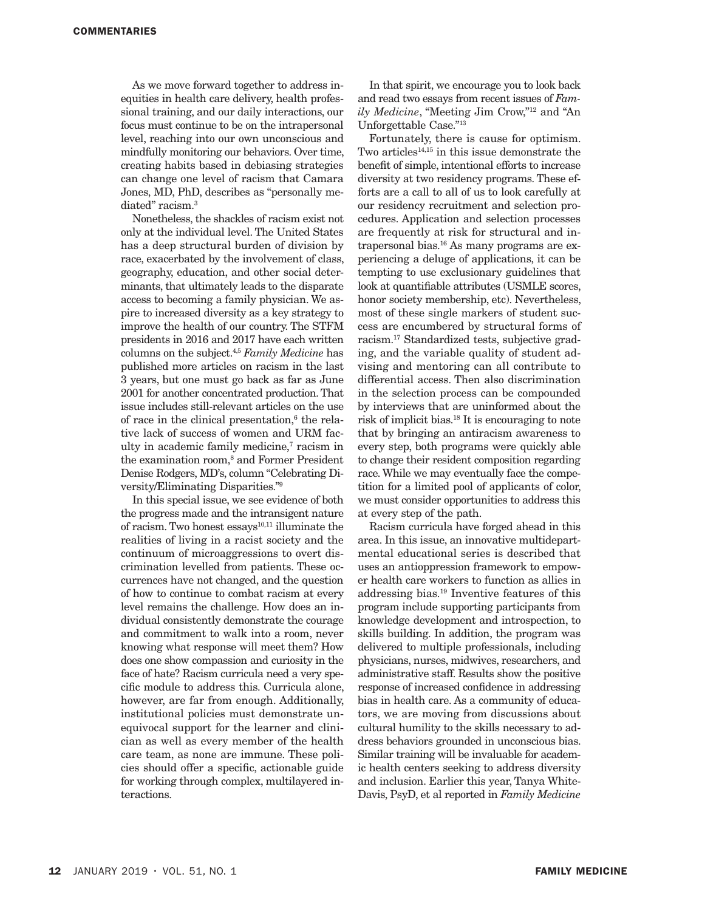As we move forward together to address inequities in health care delivery, health professional training, and our daily interactions, our focus must continue to be on the intrapersonal level, reaching into our own unconscious and mindfully monitoring our behaviors. Over time, creating habits based in debiasing strategies can change one level of racism that Camara Jones, MD, PhD, describes as "personally mediated" racism.[3]

Nonetheless, the shackles of racism exist not only at the individual level. The United States has a deep structural burden of division by race, exacerbated by the involvement of class, geography, education, and other social determinants, that ultimately leads to the disparate access to becoming a family physician. We aspire to increased diversity as a key strategy to improve the health of our country. The STFM presidents in 2016 and 2017 have each written columns on the subject.[4,5] *Family Medicine* has published more articles on racism in the last 3 years, but one must go back as far as June 2001 for another concentrated production. That issue includes still-relevant articles on the use of race in the clinical presentation,[6] the relative lack of success of women and URM faculty in academic family medicine,[7] racism in the examination room,[8] and Former President Denise Rodgers, MD's, column "Celebrating Diversity/Eliminating Disparities."[9]

In this special issue, we see evidence of both the progress made and the intransigent nature of racism. Two honest essays[10,11] illuminate the realities of living in a racist society and the continuum of microaggressions to overt discrimination levelled from patients. These occurrences have not changed, and the question of how to continue to combat racism at every level remains the challenge. How does an individual consistently demonstrate the courage and commitment to walk into a room, never knowing what response will meet them? How does one show compassion and curiosity in the face of hate? Racism curricula need a very specific module to address this. Curricula alone, however, are far from enough. Additionally, institutional policies must demonstrate unequivocal support for the learner and clinician as well as every member of the health care team, as none are immune. These policies should offer a specific, actionable guide for working through complex, multilayered interactions.

In that spirit, we encourage you to look back and read two essays from recent issues of *Family Medicine*, "Meeting Jim Crow,"[12] and "An Unforgettable Case."[13]

Fortunately, there is cause for optimism. Two articles[14,15] in this issue demonstrate the benefit of simple, intentional efforts to increase diversity at two residency programs. These efforts are a call to all of us to look carefully at our residency recruitment and selection procedures. Application and selection processes are frequently at risk for structural and intrapersonal bias.[16] As many programs are experiencing a deluge of applications, it can be tempting to use exclusionary guidelines that look at quantifiable attributes (USMLE scores, honor society membership, etc). Nevertheless, most of these single markers of student success are encumbered by structural forms of racism.[17] Standardized tests, subjective grading, and the variable quality of student advising and mentoring can all contribute to differential access. Then also discrimination in the selection process can be compounded by interviews that are uninformed about the risk of implicit bias.[18] It is encouraging to note that by bringing an antiracism awareness to every step, both programs were quickly able to change their resident composition regarding race. While we may eventually face the competition for a limited pool of applicants of color, we must consider opportunities to address this at every step of the path.

Racism curricula have forged ahead in this area. In this issue, an innovative multidepartmental educational series is described that uses an antioppression framework to empower health care workers to function as allies in addressing bias.[19] Inventive features of this program include supporting participants from knowledge development and introspection, to skills building. In addition, the program was delivered to multiple professionals, including physicians, nurses, midwives, researchers, and administrative staff. Results show the positive response of increased confidence in addressing bias in health care. As a community of educators, we are moving from discussions about cultural humility to the skills necessary to address behaviors grounded in unconscious bias. Similar training will be invaluable for academic health centers seeking to address diversity and inclusion. Earlier this year, Tanya White-Davis, PsyD, et al reported in *Family Medicine*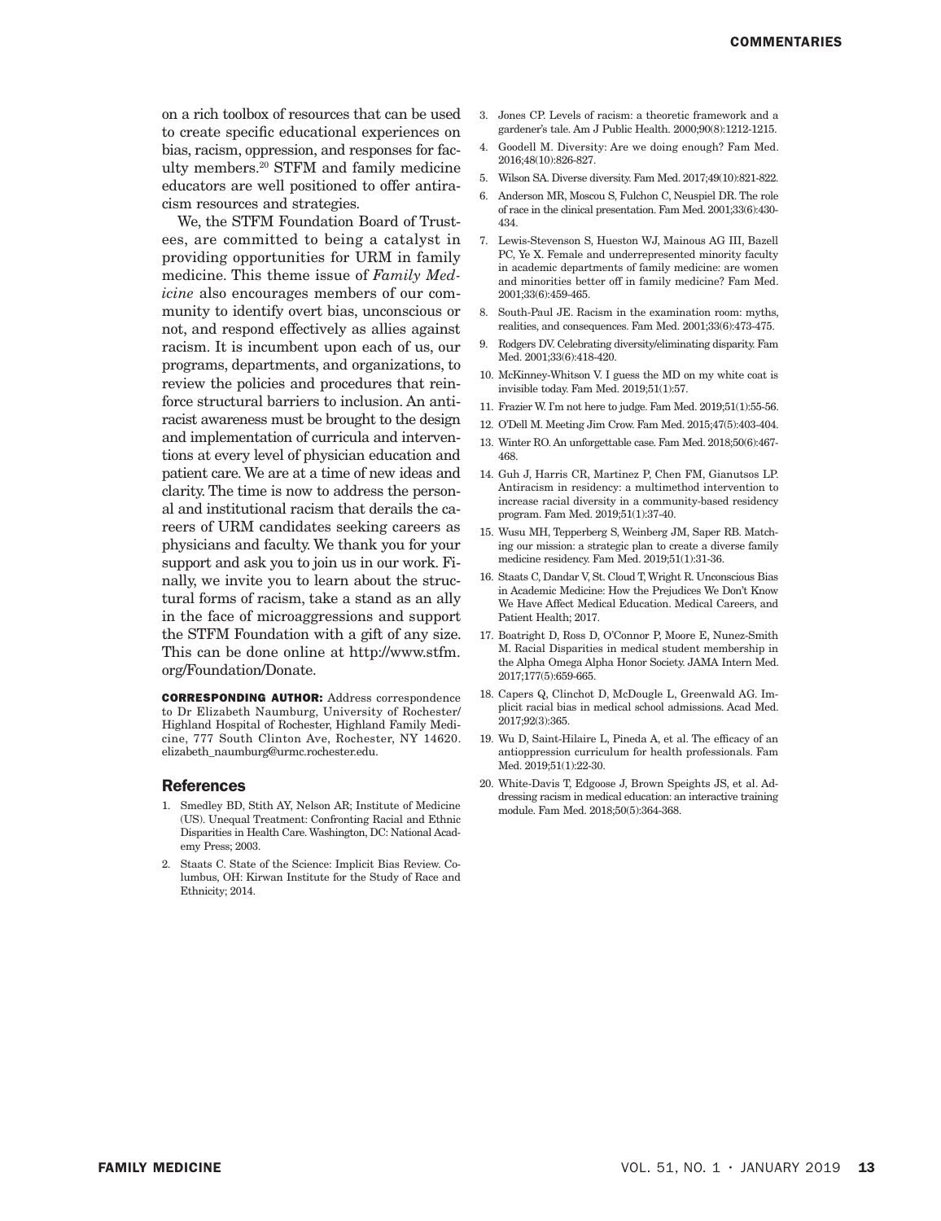on a rich toolbox of resources that can be used to create specific educational experiences on bias, racism, oppression, and responses for faculty members.[20] STFM and family medicine educators are well positioned to offer antiracism resources and strategies.

We, the STFM Foundation Board of Trustees, are committed to being a catalyst in providing opportunities for URM in family medicine. This theme issue of *Family Medicine* also encourages members of our community to identify overt bias, unconscious or not, and respond effectively as allies against racism. It is incumbent upon each of us, our programs, departments, and organizations, to review the policies and procedures that reinforce structural barriers to inclusion. An antiracist awareness must be brought to the design and implementation of curricula and interventions at every level of physician education and patient care. We are at a time of new ideas and clarity. The time is now to address the personal and institutional racism that derails the careers of URM candidates seeking careers as physicians and faculty. We thank you for your support and ask you to join us in our work. Finally, we invite you to learn about the structural forms of racism, take a stand as an ally in the face of microaggressions and support the STFM Foundation with a gift of any size. This can be done online at http://www.stfm.org/Foundation/Donate.

**CORRESPONDING AUTHOR:** Address correspondence to Dr Elizabeth Naumburg, University of Rochester/Highland Hospital of Rochester, Highland Family Medicine, 777 South Clinton Ave, Rochester, NY 14620. elizabeth_naumburg@urmc.rochester.edu.

## References

1. Smedley BD, Stith AY, Nelson AR; Institute of Medicine (US). Unequal Treatment: Confronting Racial and Ethnic Disparities in Health Care. Washington, DC: National Academy Press; 2003.
2. Staats C. State of the Science: Implicit Bias Review. Columbus, OH: Kirwan Institute for the Study of Race and Ethnicity; 2014.
3. Jones CP. Levels of racism: a theoretic framework and a gardener's tale. Am J Public Health. 2000;90(8):1212-1215.
4. Goodell M. Diversity: Are we doing enough? Fam Med. 2016;48(10):826-827.
5. Wilson SA. Diverse diversity. Fam Med. 2017;49(10):821-822.
6. Anderson MR, Moscou S, Fulchon C, Neuspiel DR. The role of race in the clinical presentation. Fam Med. 2001;33(6):430-434.
7. Lewis-Stevenson S, Hueston WJ, Mainous AG III, Bazell PC, Ye X. Female and underrepresented minority faculty in academic departments of family medicine: are women and minorities better off in family medicine? Fam Med. 2001;33(6):459-465.
8. South-Paul JE. Racism in the examination room: myths, realities, and consequences. Fam Med. 2001;33(6):473-475.
9. Rodgers DV. Celebrating diversity/eliminating disparity. Fam Med. 2001;33(6):418-420.
10. McKinney-Whitson V. I guess the MD on my white coat is invisible today. Fam Med. 2019;51(1):57.
11. Frazier W. I'm not here to judge. Fam Med. 2019;51(1):55-56.
12. O'Dell M. Meeting Jim Crow. Fam Med. 2015;47(5):403-404.
13. Winter RO. An unforgettable case. Fam Med. 2018;50(6):467-468.
14. Guh J, Harris CR, Martinez P, Chen FM, Gianutsos LP. Antiracism in residency: a multimethod intervention to increase racial diversity in a community-based residency program. Fam Med. 2019;51(1):37-40.
15. Wusu MH, Tepperberg S, Weinberg JM, Saper RB. Matching our mission: a strategic plan to create a diverse family medicine residency. Fam Med. 2019;51(1):31-36.
16. Staats C, Dandar V, St. Cloud T, Wright R. Unconscious Bias in Academic Medicine: How the Prejudices We Don't Know We Have Affect Medical Education. Medical Careers, and Patient Health; 2017.
17. Boatright D, Ross D, O'Connor P, Moore E, Nunez-Smith M. Racial Disparities in medical student membership in the Alpha Omega Alpha Honor Society. JAMA Intern Med. 2017;177(5):659-665.
18. Capers Q, Clinchot D, McDougle L, Greenwald AG. Implicit racial bias in medical school admissions. Acad Med. 2017;92(3):365.
19. Wu D, Saint-Hilaire L, Pineda A, et al. The efficacy of an antioppression curriculum for health professionals. Fam Med. 2019;51(1):22-30.
20. White-Davis T, Edgoose J, Brown Speights JS, et al. Addressing racism in medical education: an interactive training module. Fam Med. 2018;50(5):364-368.